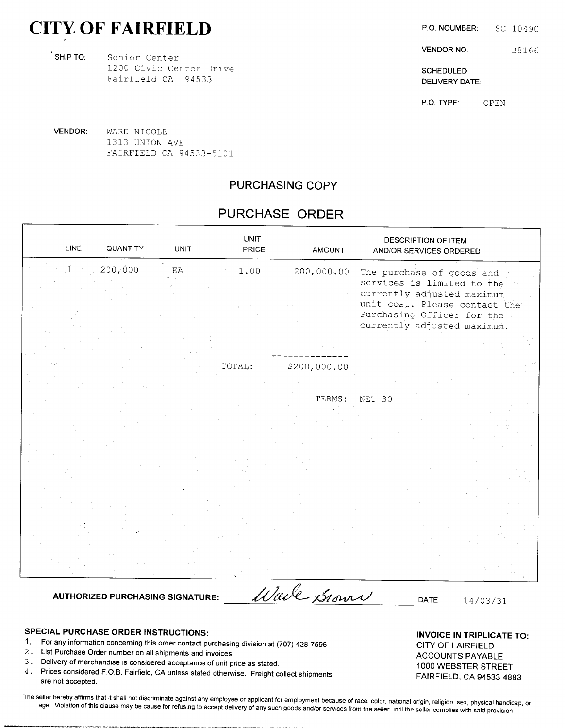# CITY OF FAIRFIELD

**P.O. NOUMBER:** SC 10490

**VENDOR NO:** B8166

**SCHEDULED DELIVERY DATE:**

**P.O. TYPE:** OPEN

**SHIP TO:** Senior Center
1200 Civic Center Drive
Fairfield CA 94533

**VENDOR:** WARD NICOLE
1313 UNION AVE
FAIRFIELD CA 94533-5101

## PURCHASING COPY

## PURCHASE ORDER

| LINE | QUANTITY | UNIT | UNIT PRICE | AMOUNT | DESCRIPTION OF ITEM AND/OR SERVICES ORDERED |
|---|---|---|---|---|---|
| 1 | 200,000 | EA | 1.00 | 200,000.00 | The purchase of goods and services is limited to the currently adjusted maximum unit cost. Please contact the Purchasing Officer for the currently adjusted maximum. |
| | | | TOTAL: | $200,000.00 | |
| | | | | TERMS: | NET 30 |

**AUTHORIZED PURCHASING SIGNATURE:** Wade Brown **DATE** 14/03/31

**SPECIAL PURCHASE ORDER INSTRUCTIONS:**

1. For any information concerning this order contact purchasing division at (707) 428-7596
2. List Purchase Order number on all shipments and invoices.
3. Delivery of merchandise is considered acceptance of unit price as stated.
4. Prices considered F.O.B. Fairfield, CA unless stated otherwise. Freight collect shipments are not accepted.

**INVOICE IN TRIPLICATE TO:**
CITY OF FAIRFIELD
ACCOUNTS PAYABLE
1000 WEBSTER STREET
FAIRFIELD, CA 94533-4883

The seller hereby affirms that it shall not discriminate against any employee or applicant for employment because of race, color, national origin, religion, sex, physical handicap, or age. Violation of this clause may be cause for refusing to accept delivery of any such goods and/or services from the seller until the seller complies with said provision.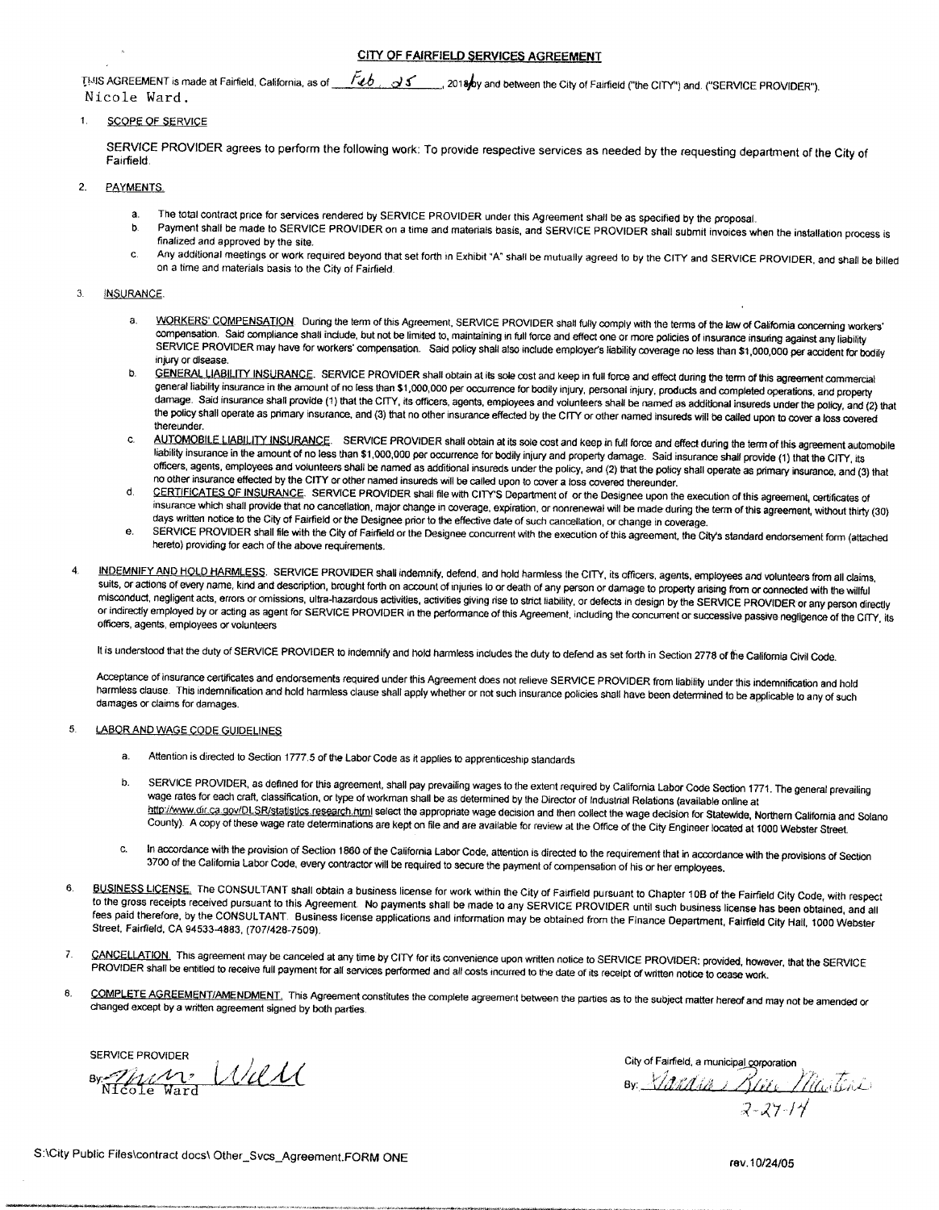## CITY OF FAIRFIELD SERVICES AGREEMENT

THIS AGREEMENT is made at Fairfield, California, as of Feb 25, 2014 by and between the City of Fairfield ("the CITY") and. ("SERVICE PROVIDER"). Nicole Ward.

1. SCOPE OF SERVICE

   SERVICE PROVIDER agrees to perform the following work: To provide respective services as needed by the requesting department of the City of Fairfield.

2. PAYMENTS.

   a. The total contract price for services rendered by SERVICE PROVIDER under this Agreement shall be as specified by the proposal.
   b. Payment shall be made to SERVICE PROVIDER on a time and materials basis, and SERVICE PROVIDER shall submit invoices when the installation process is finalized and approved by the site.
   c. Any additional meetings or work required beyond that set forth in Exhibit "A" shall be mutually agreed to by the CITY and SERVICE PROVIDER, and shall be billed on a time and materials basis to the City of Fairfield.

3. INSURANCE.

   a. WORKERS' COMPENSATION. During the term of this Agreement, SERVICE PROVIDER shall fully comply with the terms of the law of California concerning workers' compensation. Said compliance shall include, but not be limited to, maintaining in full force and effect one or more policies of insurance insuring against any liability SERVICE PROVIDER may have for workers' compensation. Said policy shall also include employer's liability coverage no less than $1,000,000 per accident for bodily injury or disease.
   b. GENERAL LIABILITY INSURANCE. SERVICE PROVIDER shall obtain at its sole cost and keep in full force and effect during the term of this agreement commercial general liability insurance in the amount of no less than $1,000,000 per occurrence for bodily injury, personal injury, products and completed operations, and property damage. Said insurance shall provide (1) that the CITY, its officers, agents, employees and volunteers shall be named as additional insureds under the policy, and (2) that the policy shall operate as primary insurance, and (3) that no other insurance effected by the CITY or other named insureds will be called upon to cover a loss covered thereunder.
   c. AUTOMOBILE LIABILITY INSURANCE. SERVICE PROVIDER shall obtain at its sole cost and keep in full force and effect during the term of this agreement automobile liability insurance in the amount of no less than $1,000,000 per occurrence for bodily injury and property damage. Said insurance shall provide (1) that the CITY, its officers, agents, employees and volunteers shall be named as additional insureds under the policy, and (2) that the policy shall operate as primary insurance, and (3) that no other insurance effected by the CITY or other named insureds will be called upon to cover a loss covered thereunder.
   d. CERTIFICATES OF INSURANCE. SERVICE PROVIDER shall file with CITY'S Department of or the Designee upon the execution of this agreement, certificates of insurance which shall provide that no cancellation, major change in coverage, expiration, or nonrenewal will be made during the term of this agreement, without thirty (30) days written notice to the City of Fairfield or the Designee prior to the effective date of such cancellation, or change in coverage.
   e. SERVICE PROVIDER shall file with the City of Fairfield or the Designee concurrent with the execution of this agreement, the City's standard endorsement form (attached hereto) providing for each of the above requirements.

4. INDEMNIFY AND HOLD HARMLESS. SERVICE PROVIDER shall indemnify, defend, and hold harmless the CITY, its officers, agents, employees and volunteers from all claims, suits, or actions of every name, kind and description, brought forth on account of injuries to or death of any person or damage to property arising from or connected with the willful misconduct, negligent acts, errors or omissions, ultra-hazardous activities, activities giving rise to strict liability, or defects in design by the SERVICE PROVIDER or any person directly or indirectly employed by or acting as agent for SERVICE PROVIDER in the performance of this Agreement, including the concurrent or successive passive negligence of the CITY, its officers, agents, employees or volunteers

   It is understood that the duty of SERVICE PROVIDER to indemnify and hold harmless includes the duty to defend as set forth in Section 2778 of the California Civil Code.

   Acceptance of insurance certificates and endorsements required under this Agreement does not relieve SERVICE PROVIDER from liability under this indemnification and hold harmless clause. This indemnification and hold harmless clause shall apply whether or not such insurance policies shall have been determined to be applicable to any of such damages or claims for damages.

5. LABOR AND WAGE CODE GUIDELINES

   a. Attention is directed to Section 1777.5 of the Labor Code as it applies to apprenticeship standards

   b. SERVICE PROVIDER, as defined for this agreement, shall pay prevailing wages to the extent required by California Labor Code Section 1771. The general prevailing wage rates for each craft, classification, or type of workman shall be as determined by the Director of Industrial Relations (available online at http://www.dir.ca.gov/DLSR/statistics_research.html select the appropriate wage decision and then collect the wage decision for Statewide, Northern California and Solano County). A copy of these wage rate determinations are kept on file and are available for review at the Office of the City Engineer located at 1000 Webster Street.

   c. In accordance with the provision of Section 1860 of the California Labor Code, attention is directed to the requirement that in accordance with the provisions of Section 3700 of the California Labor Code, every contractor will be required to secure the payment of compensation of his or her employees.

6. BUSINESS LICENSE. The CONSULTANT shall obtain a business license for work within the City of Fairfield pursuant to Chapter 10B of the Fairfield City Code, with respect to the gross receipts received pursuant to this Agreement. No payments shall be made to any SERVICE PROVIDER until such business license has been obtained, and all fees paid therefore, by the CONSULTANT. Business license applications and information may be obtained from the Finance Department, Fairfield City Hall, 1000 Webster Street, Fairfield, CA 94533-4883, (707/428-7509).

7. CANCELLATION. This agreement may be canceled at any time by CITY for its convenience upon written notice to SERVICE PROVIDER; provided, however, that the SERVICE PROVIDER shall be entitled to receive full payment for all services performed and all costs incurred to the date of its receipt of written notice to cease work.

8. COMPLETE AGREEMENT/AMENDMENT. This Agreement constitutes the complete agreement between the parties as to the subject matter hereof and may not be amended or changed except by a written agreement signed by both parties.

SERVICE PROVIDER

By: Nicole Ward
Nicole Ward

City of Fairfield, a municipal corporation

By: Sandra Rice Martin
2-27-14

S:\City Public Files\contract docs\ Other_Svcs_Agreement.FORM ONE

rev.10/24/05